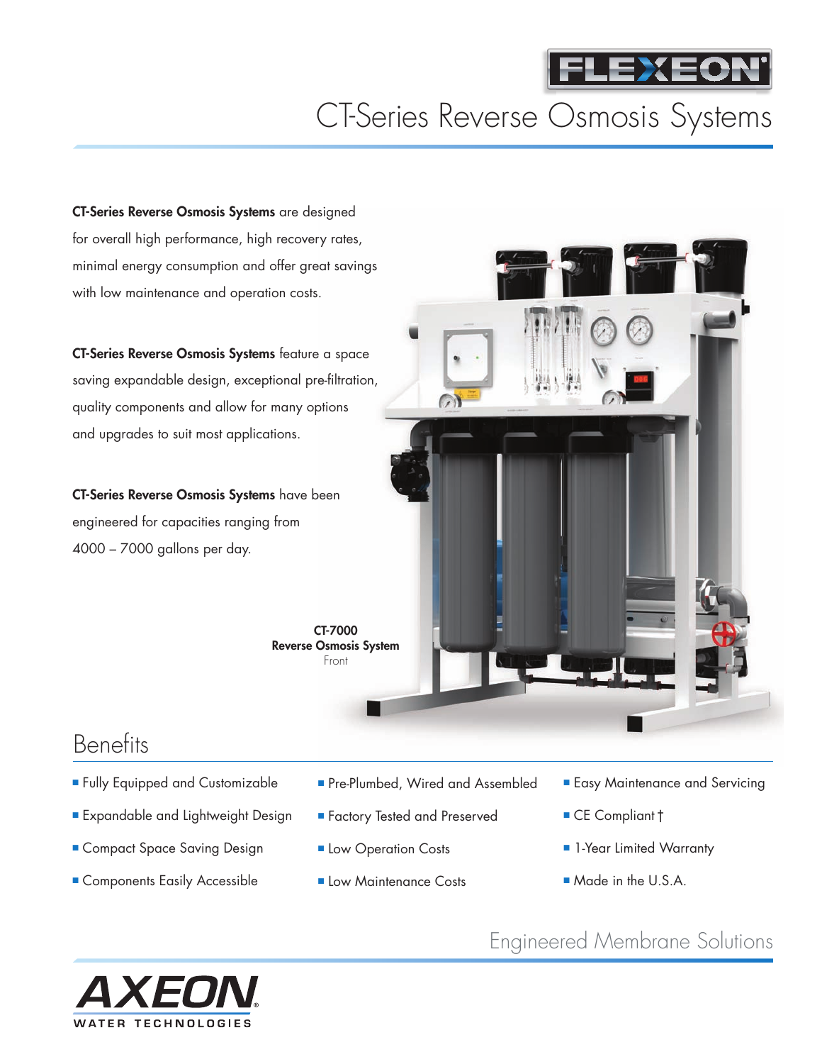FLEXEON

# CT-Series Reverse Osmosis Systems

**CT-Series Reverse Osmosis Systems** are designed for overall high performance, high recovery rates, minimal energy consumption and offer great savings with low maintenance and operation costs.

**CT-Series Reverse Osmosis Systems** feature a space saving expandable design, exceptional pre-filtration, quality components and allow for many options and upgrades to suit most applications.

**CT-Series Reverse Osmosis Systems** have been engineered for capacities ranging from 4000 – 7000 gallons per day.

**CT-7000**
**Reverse Osmosis System**
Front

## Benefits

- Fully Equipped and Customizable
- Expandable and Lightweight Design
- Compact Space Saving Design
- Components Easily Accessible
- Pre-Plumbed, Wired and Assembled
- Factory Tested and Preserved
- Low Operation Costs
- Low Maintenance Costs
- Easy Maintenance and Servicing
- CE Compliant †
- 1-Year Limited Warranty
- Made in the U.S.A.

Engineered Membrane Solutions

AXEON
WATER TECHNOLOGIES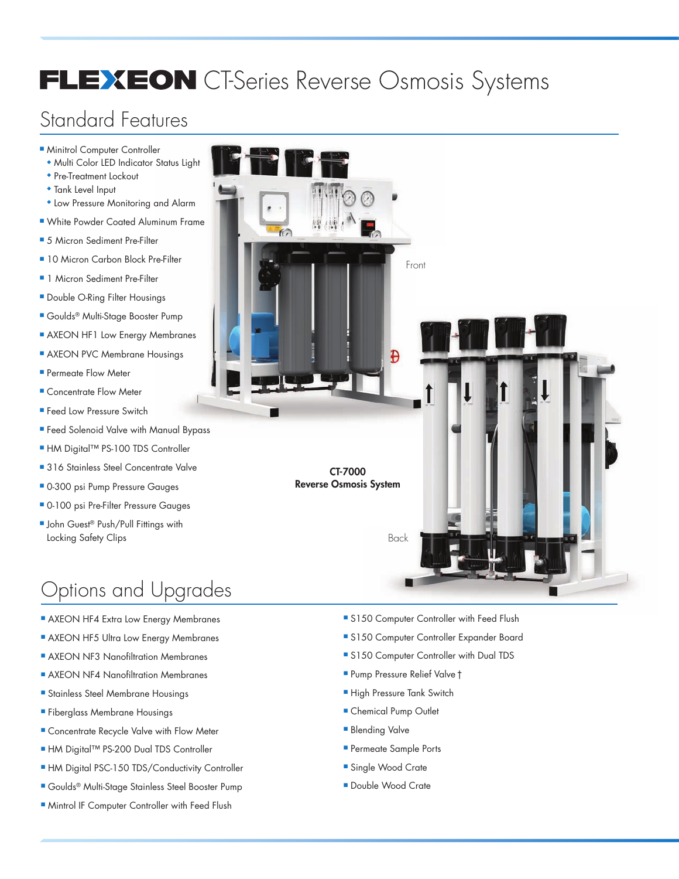# FLEXEON CT-Series Reverse Osmosis Systems

## Standard Features

- Minitrol Computer Controller
  - Multi Color LED Indicator Status Light
  - Pre-Treatment Lockout
  - Tank Level Input
  - Low Pressure Monitoring and Alarm
- White Powder Coated Aluminum Frame
- 5 Micron Sediment Pre-Filter
- 10 Micron Carbon Block Pre-Filter
- 1 Micron Sediment Pre-Filter
- Double O-Ring Filter Housings
- Goulds® Multi-Stage Booster Pump
- AXEON HF1 Low Energy Membranes
- AXEON PVC Membrane Housings
- Permeate Flow Meter
- Concentrate Flow Meter
- Feed Low Pressure Switch
- Feed Solenoid Valve with Manual Bypass
- HM Digital™ PS-100 TDS Controller
- 316 Stainless Steel Concentrate Valve
- 0-300 psi Pump Pressure Gauges
- 0-100 psi Pre-Filter Pressure Gauges
- John Guest® Push/Pull Fittings with Locking Safety Clips

Front

**CT-7000**
**Reverse Osmosis System**

Back

## Options and Upgrades

- AXEON HF4 Extra Low Energy Membranes
- AXEON HF5 Ultra Low Energy Membranes
- AXEON NF3 Nanofiltration Membranes
- AXEON NF4 Nanofiltration Membranes
- Stainless Steel Membrane Housings
- Fiberglass Membrane Housings
- Concentrate Recycle Valve with Flow Meter
- HM Digital™ PS-200 Dual TDS Controller
- HM Digital PSC-150 TDS/Conductivity Controller
- Goulds® Multi-Stage Stainless Steel Booster Pump
- Mintrol IF Computer Controller with Feed Flush
- S150 Computer Controller with Feed Flush
- S150 Computer Controller Expander Board
- S150 Computer Controller with Dual TDS
- Pump Pressure Relief Valve †
- High Pressure Tank Switch
- Chemical Pump Outlet
- Blending Valve
- Permeate Sample Ports
- Single Wood Crate
- Double Wood Crate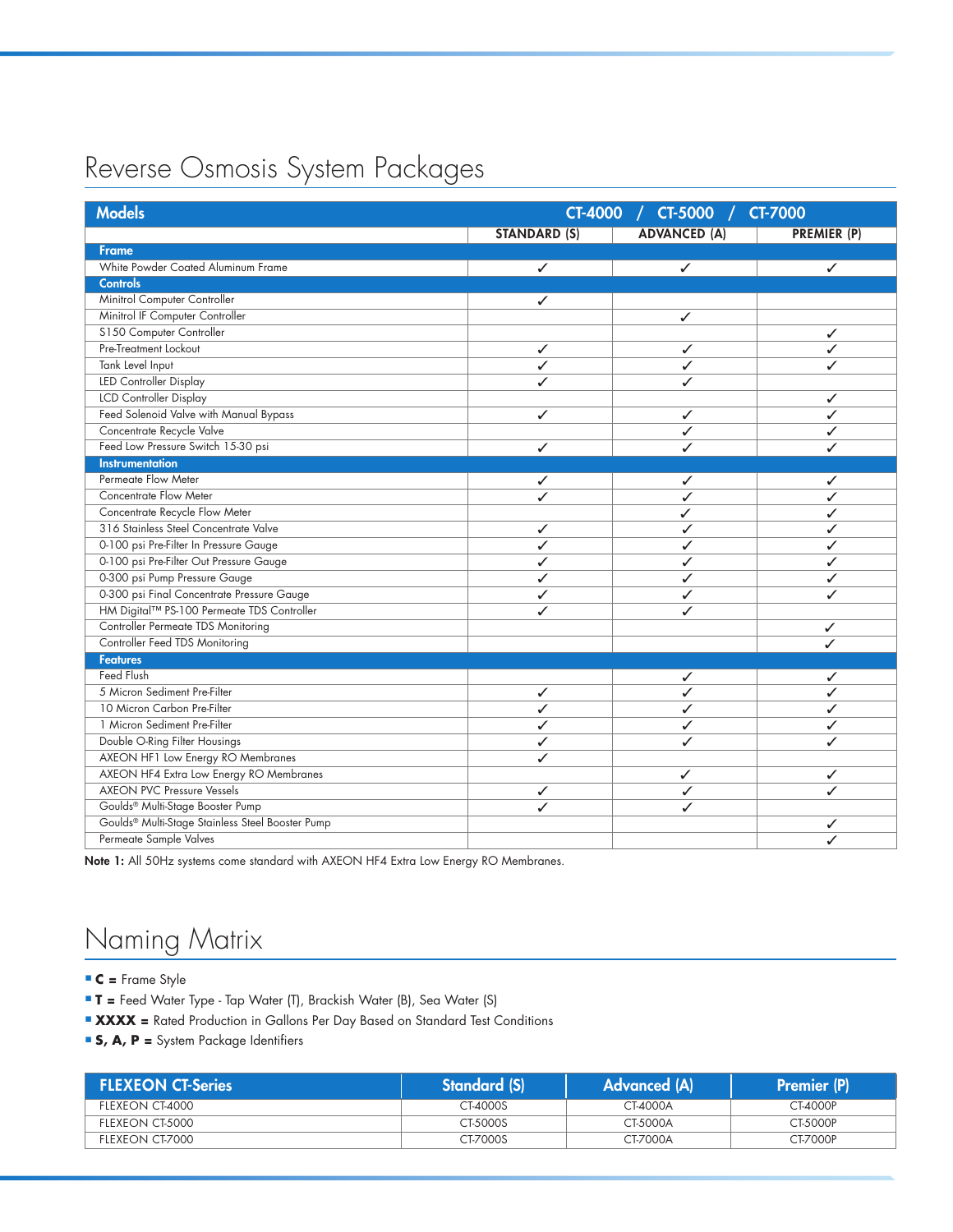# Reverse Osmosis System Packages

| Models | CT-4000 / CT-5000 / CT-7000 | | |
|---|---|---|---|
| | STANDARD (S) | ADVANCED (A) | PREMIER (P) |
| **Frame** | | | |
| White Powder Coated Aluminum Frame | ✓ | ✓ | ✓ |
| **Controls** | | | |
| Minitrol Computer Controller | ✓ | | |
| Minitrol IF Computer Controller | | ✓ | |
| S150 Computer Controller | | | ✓ |
| Pre-Treatment Lockout | ✓ | ✓ | ✓ |
| Tank Level Input | ✓ | ✓ | ✓ |
| LED Controller Display | ✓ | ✓ | |
| LCD Controller Display | | | ✓ |
| Feed Solenoid Valve with Manual Bypass | ✓ | ✓ | ✓ |
| Concentrate Recycle Valve | | ✓ | ✓ |
| Feed Low Pressure Switch 15-30 psi | ✓ | ✓ | ✓ |
| **Instrumentation** | | | |
| Permeate Flow Meter | ✓ | ✓ | ✓ |
| Concentrate Flow Meter | ✓ | ✓ | ✓ |
| Concentrate Recycle Flow Meter | | ✓ | ✓ |
| 316 Stainless Steel Concentrate Valve | ✓ | ✓ | ✓ |
| 0-100 psi Pre-Filter In Pressure Gauge | ✓ | ✓ | ✓ |
| 0-100 psi Pre-Filter Out Pressure Gauge | ✓ | ✓ | ✓ |
| 0-300 psi Pump Pressure Gauge | ✓ | ✓ | ✓ |
| 0-300 psi Final Concentrate Pressure Gauge | ✓ | ✓ | ✓ |
| HM Digital™ PS-100 Permeate TDS Controller | ✓ | ✓ | |
| Controller Permeate TDS Monitoring | | | ✓ |
| Controller Feed TDS Monitoring | | | ✓ |
| **Features** | | | |
| Feed Flush | | ✓ | ✓ |
| 5 Micron Sediment Pre-Filter | ✓ | ✓ | ✓ |
| 10 Micron Carbon Pre-Filter | ✓ | ✓ | ✓ |
| 1 Micron Sediment Pre-Filter | ✓ | ✓ | ✓ |
| Double O-Ring Filter Housings | ✓ | ✓ | ✓ |
| AXEON HF1 Low Energy RO Membranes | ✓ | | |
| AXEON HF4 Extra Low Energy RO Membranes | | ✓ | ✓ |
| AXEON PVC Pressure Vessels | ✓ | ✓ | ✓ |
| Goulds® Multi-Stage Booster Pump | ✓ | ✓ | |
| Goulds® Multi-Stage Stainless Steel Booster Pump | | | ✓ |
| Permeate Sample Valves | | | ✓ |

**Note 1:** All 50Hz systems come standard with AXEON HF4 Extra Low Energy RO Membranes.

# Naming Matrix

- **C =** Frame Style
- **T =** Feed Water Type - Tap Water (T), Brackish Water (B), Sea Water (S)
- **XXXX =** Rated Production in Gallons Per Day Based on Standard Test Conditions
- **S, A, P =** System Package Identifiers

| FLEXEON CT-Series | Standard (S) | Advanced (A) | Premier (P) |
|---|---|---|---|
| FLEXEON CT-4000 | CT-4000S | CT-4000A | CT-4000P |
| FLEXEON CT-5000 | CT-5000S | CT-5000A | CT-5000P |
| FLEXEON CT-7000 | CT-7000S | CT-7000A | CT-7000P |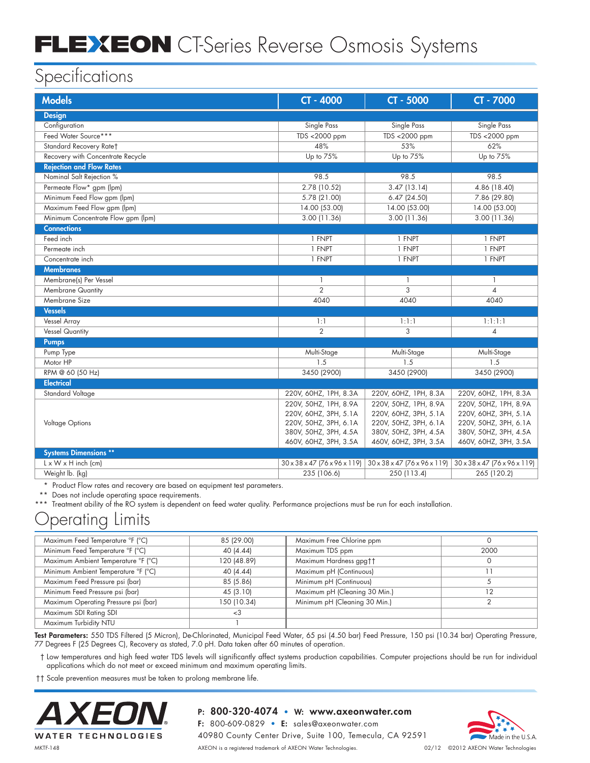# FLEXEON CT-Series Reverse Osmosis Systems

## Specifications

| Models | CT - 4000 | CT - 5000 | CT - 7000 |
|---|---|---|---|
| **Design** | | | |
| Configuration | Single Pass | Single Pass | Single Pass |
| Feed Water Source*** | TDS <2000 ppm | TDS <2000 ppm | TDS <2000 ppm |
| Standard Recovery Rate† | 48% | 53% | 62% |
| Recovery with Concentrate Recycle | Up to 75% | Up to 75% | Up to 75% |
| **Rejection and Flow Rates** | | | |
| Nominal Salt Rejection % | 98.5 | 98.5 | 98.5 |
| Permeate Flow* gpm (lpm) | 2.78 (10.52) | 3.47 (13.14) | 4.86 (18.40) |
| Minimum Feed Flow gpm (lpm) | 5.78 (21.00) | 6.47 (24.50) | 7.86 (29.80) |
| Maximum Feed Flow gpm (lpm) | 14.00 (53.00) | 14.00 (53.00) | 14.00 (53.00) |
| Minimum Concentrate Flow gpm (lpm) | 3.00 (11.36) | 3.00 (11.36) | 3.00 (11.36) |
| **Connections** | | | |
| Feed inch | 1 FNPT | 1 FNPT | 1 FNPT |
| Permeate inch | 1 FNPT | 1 FNPT | 1 FNPT |
| Concentrate inch | 1 FNPT | 1 FNPT | 1 FNPT |
| **Membranes** | | | |
| Membrane(s) Per Vessel | 1 | 1 | 1 |
| Membrane Quantity | 2 | 3 | 4 |
| Membrane Size | 4040 | 4040 | 4040 |
| **Vessels** | | | |
| Vessel Array | 1:1 | 1:1:1 | 1:1:1:1 |
| Vessel Quantity | 2 | 3 | 4 |
| **Pumps** | | | |
| Pump Type | Multi-Stage | Multi-Stage | Multi-Stage |
| Motor HP | 1.5 | 1.5 | 1.5 |
| RPM @ 60 (50 Hz) | 3450 (2900) | 3450 (2900) | 3450 (2900) |
| **Electrical** | | | |
| Standard Voltage | 220V, 60HZ, 1PH, 8.3A | 220V, 60HZ, 1PH, 8.3A | 220V, 60HZ, 1PH, 8.3A |
| Voltage Options | 220V, 50HZ, 1PH, 8.9A<br>220V, 60HZ, 3PH, 5.1A<br>220V, 50HZ, 3PH, 6.1A<br>380V, 50HZ, 3PH, 4.5A<br>460V, 60HZ, 3PH, 3.5A | 220V, 50HZ, 1PH, 8.9A<br>220V, 60HZ, 3PH, 5.1A<br>220V, 50HZ, 3PH, 6.1A<br>380V, 50HZ, 3PH, 4.5A<br>460V, 60HZ, 3PH, 3.5A | 220V, 50HZ, 1PH, 8.9A<br>220V, 60HZ, 3PH, 5.1A<br>220V, 50HZ, 3PH, 6.1A<br>380V, 50HZ, 3PH, 4.5A<br>460V, 60HZ, 3PH, 3.5A |
| **Systems Dimensions** ** | | | |
| L x W x H inch (cm) | 30 x 38 x 47 (76 x 96 x 119) | 30 x 38 x 47 (76 x 96 x 119) | 30 x 38 x 47 (76 x 96 x 119) |
| Weight lb. (kg) | 235 (106.6) | 250 (113.4) | 265 (120.2) |

\* Product Flow rates and recovery are based on equipment test parameters.

** Does not include operating space requirements.

*** Treatment ability of the RO system is dependent on feed water quality. Performance projections must be run for each installation.

## Operating Limits

| | | | |
|---|---|---|---|
| Maximum Feed Temperature °F (°C) | 85 (29.00) | Maximum Free Chlorine ppm | 0 |
| Minimum Feed Temperature °F (°C) | 40 (4.44) | Maximum TDS ppm | 2000 |
| Maximum Ambient Temperature °F (°C) | 120 (48.89) | Maximum Hardness gpg†† | 0 |
| Minimum Ambient Temperature °F (°C) | 40 (4.44) | Maximum pH (Continuous) | 11 |
| Maximum Feed Pressure psi (bar) | 85 (5.86) | Minimum pH (Continuous) | 5 |
| Minimum Feed Pressure psi (bar) | 45 (3.10) | Maximum pH (Cleaning 30 Min.) | 12 |
| Maximum Operating Pressure psi (bar) | 150 (10.34) | Minimum pH (Cleaning 30 Min.) | 2 |
| Maximum SDI Rating SDI | <3 | | |
| Maximum Turbidity NTU | 1 | | |

**Test Parameters:** 550 TDS Filtered (5 Micron), De-Chlorinated, Municipal Feed Water, 65 psi (4.50 bar) Feed Pressure, 150 psi (10.34 bar) Operating Pressure, 77 Degrees F (25 Degrees C), Recovery as stated, 7.0 pH. Data taken after 60 minutes of operation.

† Low temperatures and high feed water TDS levels will significantly affect systems production capabilities. Computer projections should be run for individual applications which do not meet or exceed minimum and maximum operating limits.

†† Scale prevention measures must be taken to prolong membrane life.

AXEON WATER TECHNOLOGIES

**P: 800-320-4074** • **W: www.axeonwater.com**
**F:** 800-609-0829 • **E:** sales@axeonwater.com
40980 County Center Drive, Suite 100, Temecula, CA 92591

Made in the U.S.A.

MKTF-148    AXEON is a registered trademark of AXEON Water Technologies.    02/12 ©2012 AXEON Water Technologies